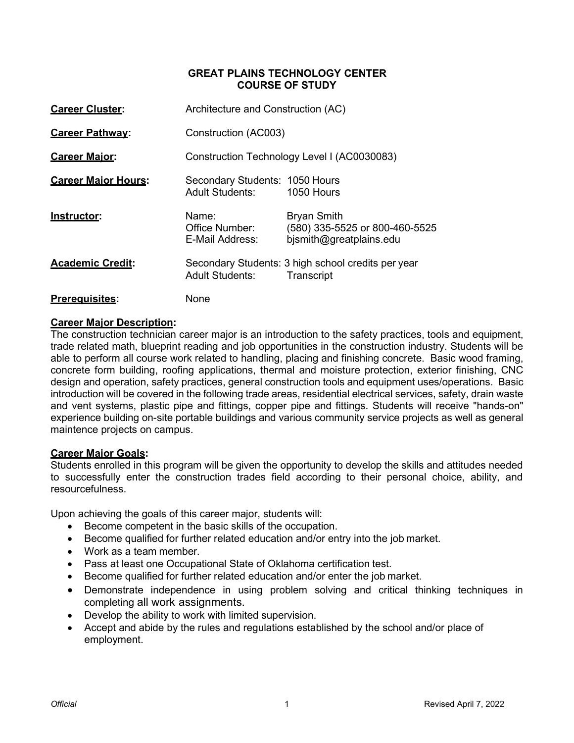# GREAT PLAINS TECHNOLOGY CENTER
## COURSE OF STUDY

**Career Cluster:** Architecture and Construction (AC)

**Career Pathway:** Construction (AC003)

**Career Major:** Construction Technology Level I (AC0030083)

**Career Major Hours:**
Secondary Students: 1050 Hours
Adult Students: 1050 Hours

**Instructor:**
Name: Bryan Smith
Office Number: (580) 335-5525 or 800-460-5525
E-Mail Address: bjsmith@greatplains.edu

**Academic Credit:**
Secondary Students: 3 high school credits per year
Adult Students: Transcript

**Prerequisites:** None

**Career Major Description:**
The construction technician career major is an introduction to the safety practices, tools and equipment, trade related math, blueprint reading and job opportunities in the construction industry. Students will be able to perform all course work related to handling, placing and finishing concrete. Basic wood framing, concrete form building, roofing applications, thermal and moisture protection, exterior finishing, CNC design and operation, safety practices, general construction tools and equipment uses/operations. Basic introduction will be covered in the following trade areas, residential electrical services, safety, drain waste and vent systems, plastic pipe and fittings, copper pipe and fittings. Students will receive "hands-on" experience building on-site portable buildings and various community service projects as well as general maintence projects on campus.

**Career Major Goals:**
Students enrolled in this program will be given the opportunity to develop the skills and attitudes needed to successfully enter the construction trades field according to their personal choice, ability, and resourcefulness.

Upon achieving the goals of this career major, students will:

- Become competent in the basic skills of the occupation.
- Become qualified for further related education and/or entry into the job market.
- Work as a team member.
- Pass at least one Occupational State of Oklahoma certification test.
- Become qualified for further related education and/or enter the job market.
- Demonstrate independence in using problem solving and critical thinking techniques in completing all work assignments.
- Develop the ability to work with limited supervision.
- Accept and abide by the rules and regulations established by the school and/or place of employment.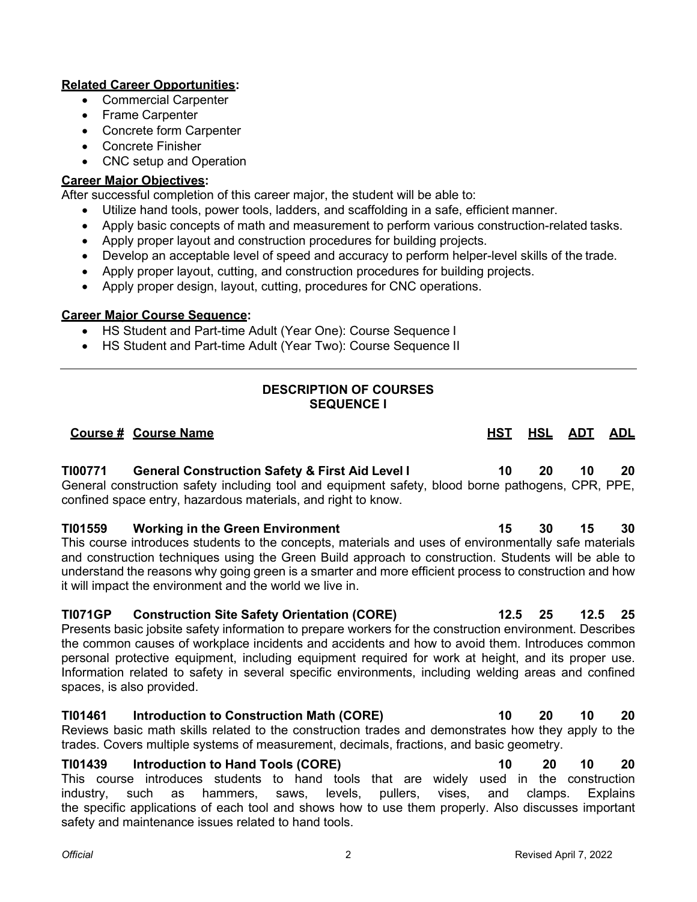**Related Career Opportunities:**

- Commercial Carpenter
- Frame Carpenter
- Concrete form Carpenter
- Concrete Finisher
- CNC setup and Operation

**Career Major Objectives:**

After successful completion of this career major, the student will be able to:

- Utilize hand tools, power tools, ladders, and scaffolding in a safe, efficient manner.
- Apply basic concepts of math and measurement to perform various construction-related tasks.
- Apply proper layout and construction procedures for building projects.
- Develop an acceptable level of speed and accuracy to perform helper-level skills of the trade.
- Apply proper layout, cutting, and construction procedures for building projects.
- Apply proper design, layout, cutting, procedures for CNC operations.

**Career Major Course Sequence:**

- HS Student and Part-time Adult (Year One): Course Sequence I
- HS Student and Part-time Adult (Year Two): Course Sequence II

---

## DESCRIPTION OF COURSES
## SEQUENCE I

| Course # | Course Name | HST | HSL | ADT | ADL |
|---|---|---|---|---|---|
| **TI00771** | **General Construction Safety & First Aid Level I** | **10** | **20** | **10** | **20** |

General construction safety including tool and equipment safety, blood borne pathogens, CPR, PPE, confined space entry, hazardous materials, and right to know.

| Course # | Course Name | HST | HSL | ADT | ADL |
|---|---|---|---|---|---|
| **TI01559** | **Working in the Green Environment** | **15** | **30** | **15** | **30** |

This course introduces students to the concepts, materials and uses of environmentally safe materials and construction techniques using the Green Build approach to construction. Students will be able to understand the reasons why going green is a smarter and more efficient process to construction and how it will impact the environment and the world we live in.

| Course # | Course Name | HST | HSL | ADT | ADL |
|---|---|---|---|---|---|
| **TI071GP** | **Construction Site Safety Orientation (CORE)** | **12.5** | **25** | **12.5** | **25** |

Presents basic jobsite safety information to prepare workers for the construction environment. Describes the common causes of workplace incidents and accidents and how to avoid them. Introduces common personal protective equipment, including equipment required for work at height, and its proper use. Information related to safety in several specific environments, including welding areas and confined spaces, is also provided.

| Course # | Course Name | HST | HSL | ADT | ADL |
|---|---|---|---|---|---|
| **TI01461** | **Introduction to Construction Math (CORE)** | **10** | **20** | **10** | **20** |

Reviews basic math skills related to the construction trades and demonstrates how they apply to the trades. Covers multiple systems of measurement, decimals, fractions, and basic geometry.

| Course # | Course Name | HST | HSL | ADT | ADL |
|---|---|---|---|---|---|
| **TI01439** | **Introduction to Hand Tools (CORE)** | **10** | **20** | **10** | **20** |

This course introduces students to hand tools that are widely used in the construction industry, such as hammers, saws, levels, pullers, vises, and clamps. Explains the specific applications of each tool and shows how to use them properly. Also discusses important safety and maintenance issues related to hand tools.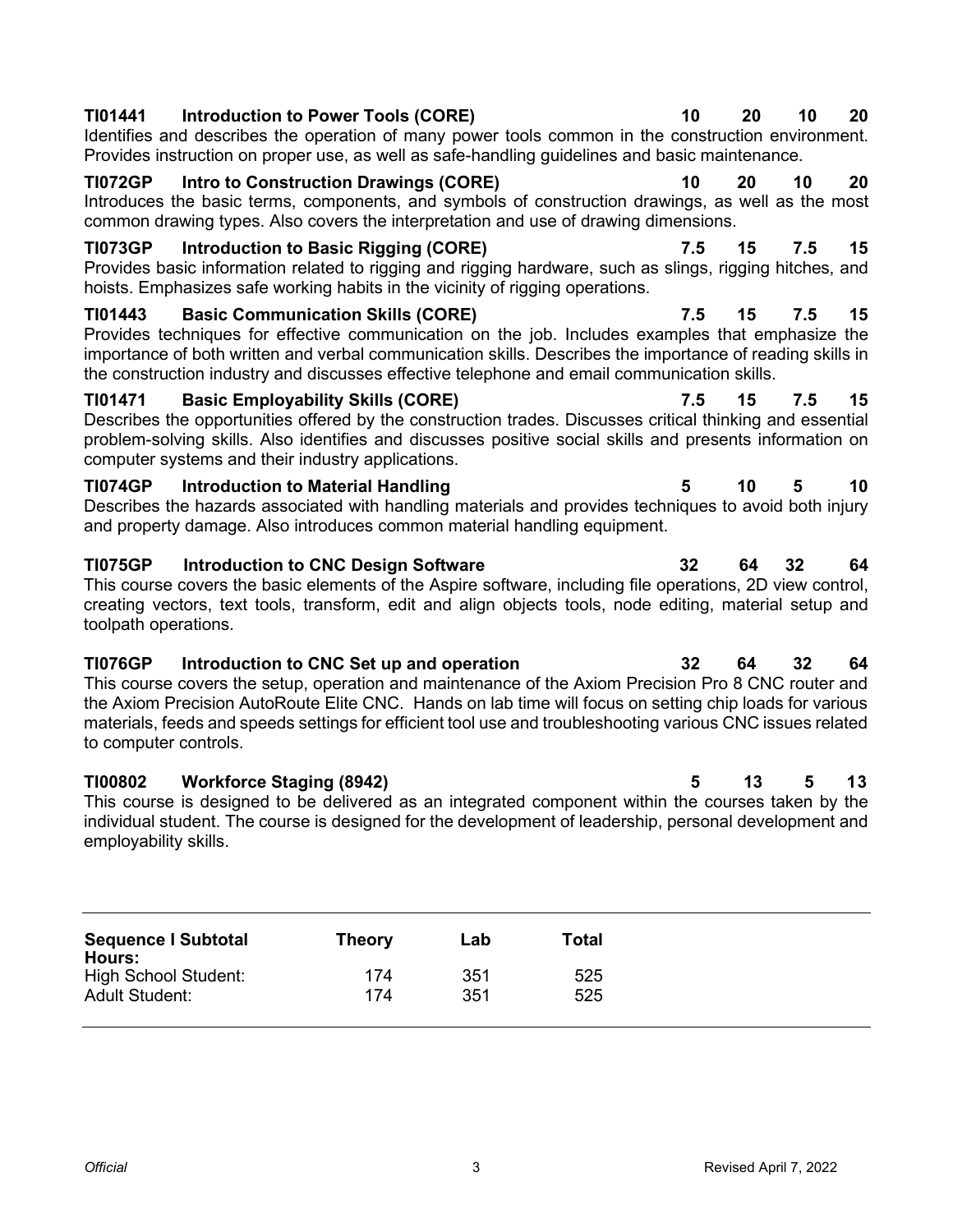**TI01441 Introduction to Power Tools (CORE) 10 20 10 20**
Identifies and describes the operation of many power tools common in the construction environment. Provides instruction on proper use, as well as safe-handling guidelines and basic maintenance.

**TI072GP Intro to Construction Drawings (CORE) 10 20 10 20**
Introduces the basic terms, components, and symbols of construction drawings, as well as the most common drawing types. Also covers the interpretation and use of drawing dimensions.

**TI073GP Introduction to Basic Rigging (CORE) 7.5 15 7.5 15**
Provides basic information related to rigging and rigging hardware, such as slings, rigging hitches, and hoists. Emphasizes safe working habits in the vicinity of rigging operations.

**TI01443 Basic Communication Skills (CORE) 7.5 15 7.5 15**
Provides techniques for effective communication on the job. Includes examples that emphasize the importance of both written and verbal communication skills. Describes the importance of reading skills in the construction industry and discusses effective telephone and email communication skills.

**TI01471 Basic Employability Skills (CORE) 7.5 15 7.5 15**
Describes the opportunities offered by the construction trades. Discusses critical thinking and essential problem-solving skills. Also identifies and discusses positive social skills and presents information on computer systems and their industry applications.

**TI074GP Introduction to Material Handling 5 10 5 10**
Describes the hazards associated with handling materials and provides techniques to avoid both injury and property damage. Also introduces common material handling equipment.

**TI075GP Introduction to CNC Design Software 32 64 32 64**
This course covers the basic elements of the Aspire software, including file operations, 2D view control, creating vectors, text tools, transform, edit and align objects tools, node editing, material setup and toolpath operations.

**TI076GP Introduction to CNC Set up and operation 32 64 32 64**
This course covers the setup, operation and maintenance of the Axiom Precision Pro 8 CNC router and the Axiom Precision AutoRoute Elite CNC. Hands on lab time will focus on setting chip loads for various materials, feeds and speeds settings for efficient tool use and troubleshooting various CNC issues related to computer controls.

**TI00802 Workforce Staging (8942) 5 13 5 13**
This course is designed to be delivered as an integrated component within the courses taken by the individual student. The course is designed for the development of leadership, personal development and employability skills.

| **Sequence I Subtotal Hours:** | **Theory** | **Lab** | **Total** |
|---|---|---|---|
| High School Student: | 174 | 351 | 525 |
| Adult Student: | 174 | 351 | 525 |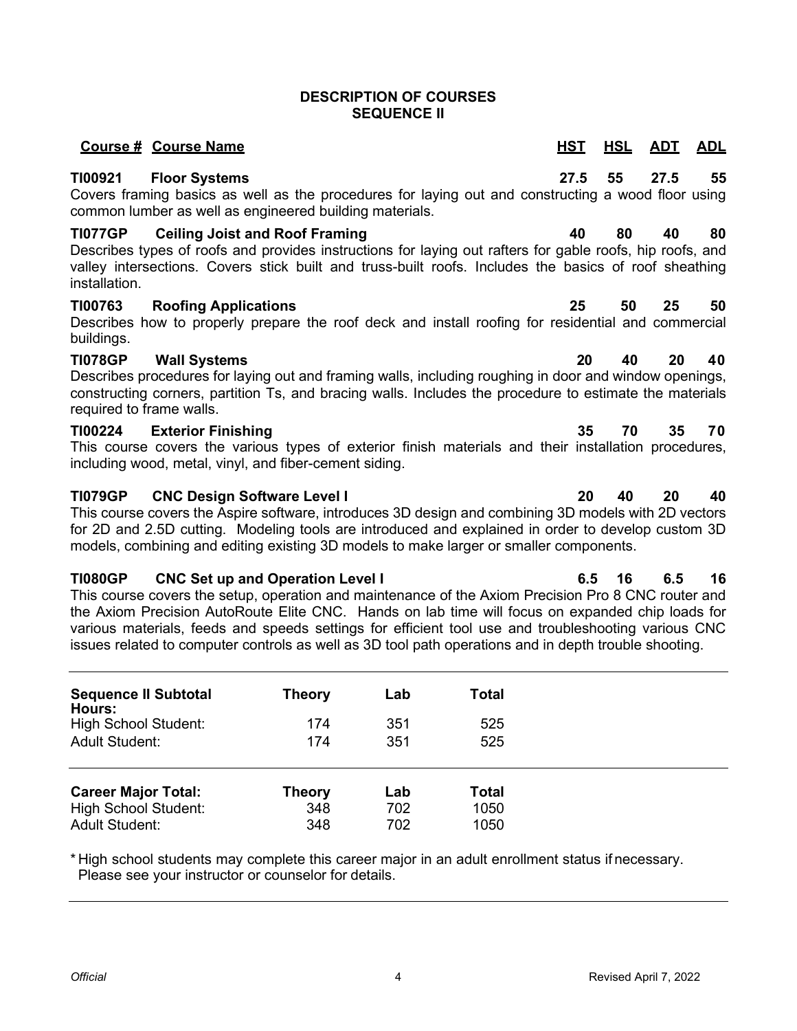# DESCRIPTION OF COURSES
## SEQUENCE II

| Course # | Course Name | HST | HSL | ADT | ADL |
|---|---|---|---|---|---|
| **TI00921** | **Floor Systems** | **27.5** | **55** | **27.5** | **55** |

Covers framing basics as well as the procedures for laying out and constructing a wood floor using common lumber as well as engineered building materials.

| Course # | Course Name | HST | HSL | ADT | ADL |
|---|---|---|---|---|---|
| **TI077GP** | **Ceiling Joist and Roof Framing** | **40** | **80** | **40** | **80** |

Describes types of roofs and provides instructions for laying out rafters for gable roofs, hip roofs, and valley intersections. Covers stick built and truss-built roofs. Includes the basics of roof sheathing installation.

| Course # | Course Name | HST | HSL | ADT | ADL |
|---|---|---|---|---|---|
| **TI00763** | **Roofing Applications** | **25** | **50** | **25** | **50** |

Describes how to properly prepare the roof deck and install roofing for residential and commercial buildings.

| Course # | Course Name | HST | HSL | ADT | ADL |
|---|---|---|---|---|---|
| **TI078GP** | **Wall Systems** | **20** | **40** | **20** | **40** |

Describes procedures for laying out and framing walls, including roughing in door and window openings, constructing corners, partition Ts, and bracing walls. Includes the procedure to estimate the materials required to frame walls.

| Course # | Course Name | HST | HSL | ADT | ADL |
|---|---|---|---|---|---|
| **TI00224** | **Exterior Finishing** | **35** | **70** | **35** | **70** |

This course covers the various types of exterior finish materials and their installation procedures, including wood, metal, vinyl, and fiber-cement siding.

| Course # | Course Name | HST | HSL | ADT | ADL |
|---|---|---|---|---|---|
| **TI079GP** | **CNC Design Software Level I** | **20** | **40** | **20** | **40** |

This course covers the Aspire software, introduces 3D design and combining 3D models with 2D vectors for 2D and 2.5D cutting. Modeling tools are introduced and explained in order to develop custom 3D models, combining and editing existing 3D models to make larger or smaller components.

| Course # | Course Name | HST | HSL | ADT | ADL |
|---|---|---|---|---|---|
| **TI080GP** | **CNC Set up and Operation Level I** | **6.5** | **16** | **6.5** | **16** |

This course covers the setup, operation and maintenance of the Axiom Precision Pro 8 CNC router and the Axiom Precision AutoRoute Elite CNC. Hands on lab time will focus on expanded chip loads for various materials, feeds and speeds settings for efficient tool use and troubleshooting various CNC issues related to computer controls as well as 3D tool path operations and in depth trouble shooting.

| **Sequence II Subtotal Hours:** | **Theory** | **Lab** | **Total** |
|---|---|---|---|
| High School Student: | 174 | 351 | 525 |
| Adult Student: | 174 | 351 | 525 |

| **Career Major Total:** | **Theory** | **Lab** | **Total** |
|---|---|---|---|
| High School Student: | 348 | 702 | 1050 |
| Adult Student: | 348 | 702 | 1050 |

\* High school students may complete this career major in an adult enrollment status if necessary. Please see your instructor or counselor for details.

*Official* Revised April 7, 2022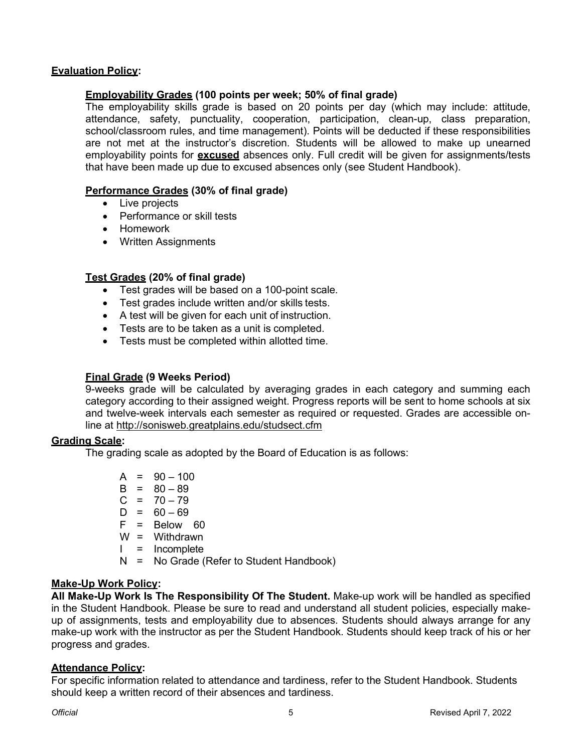## **Evaluation Policy:**

### **Employability Grades (100 points per week; 50% of final grade)**

The employability skills grade is based on 20 points per day (which may include: attitude, attendance, safety, punctuality, cooperation, participation, clean-up, class preparation, school/classroom rules, and time management). Points will be deducted if these responsibilities are not met at the instructor's discretion. Students will be allowed to make up unearned employability points for **excused** absences only. Full credit will be given for assignments/tests that have been made up due to excused absences only (see Student Handbook).

### **Performance Grades (30% of final grade)**

- Live projects
- Performance or skill tests
- Homework
- Written Assignments

### **Test Grades (20% of final grade)**

- Test grades will be based on a 100-point scale.
- Test grades include written and/or skills tests.
- A test will be given for each unit of instruction.
- Tests are to be taken as a unit is completed.
- Tests must be completed within allotted time.

### **Final Grade (9 Weeks Period)**

9-weeks grade will be calculated by averaging grades in each category and summing each category according to their assigned weight. Progress reports will be sent to home schools at six and twelve-week intervals each semester as required or requested. Grades are accessible on-line at http://sonisweb.greatplains.edu/studsect.cfm

## **Grading Scale:**

The grading scale as adopted by the Board of Education is as follows:

- A = 90 – 100
- B = 80 – 89
- C = 70 – 79
- D = 60 – 69
- F = Below 60
- W = Withdrawn
- I = Incomplete
- N = No Grade (Refer to Student Handbook)

## **Make-Up Work Policy:**

**All Make-Up Work Is The Responsibility Of The Student.** Make-up work will be handled as specified in the Student Handbook. Please be sure to read and understand all student policies, especially make-up of assignments, tests and employability due to absences. Students should always arrange for any make-up work with the instructor as per the Student Handbook. Students should keep track of his or her progress and grades.

## **Attendance Policy:**

For specific information related to attendance and tardiness, refer to the Student Handbook. Students should keep a written record of their absences and tardiness.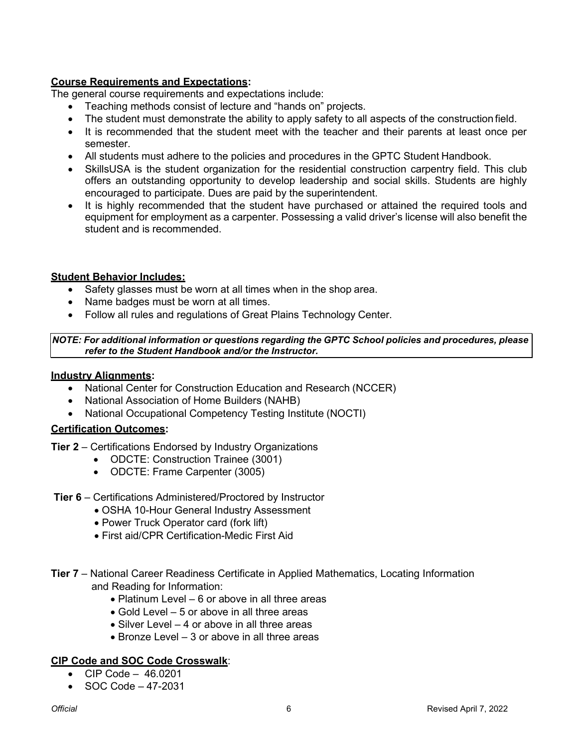**Course Requirements and Expectations:**

The general course requirements and expectations include:

- Teaching methods consist of lecture and "hands on" projects.
- The student must demonstrate the ability to apply safety to all aspects of the construction field.
- It is recommended that the student meet with the teacher and their parents at least once per semester.
- All students must adhere to the policies and procedures in the GPTC Student Handbook.
- SkillsUSA is the student organization for the residential construction carpentry field. This club offers an outstanding opportunity to develop leadership and social skills. Students are highly encouraged to participate. Dues are paid by the superintendent.
- It is highly recommended that the student have purchased or attained the required tools and equipment for employment as a carpenter. Possessing a valid driver's license will also benefit the student and is recommended.

**Student Behavior Includes:**

- Safety glasses must be worn at all times when in the shop area.
- Name badges must be worn at all times.
- Follow all rules and regulations of Great Plains Technology Center.

***NOTE: For additional information or questions regarding the GPTC School policies and procedures, please refer to the Student Handbook and/or the Instructor.***

**Industry Alignments:**

- National Center for Construction Education and Research (NCCER)
- National Association of Home Builders (NAHB)
- National Occupational Competency Testing Institute (NOCTI)

**Certification Outcomes:**

**Tier 2** – Certifications Endorsed by Industry Organizations

- ODCTE: Construction Trainee (3001)
- ODCTE: Frame Carpenter (3005)

**Tier 6** – Certifications Administered/Proctored by Instructor

- OSHA 10-Hour General Industry Assessment
- Power Truck Operator card (fork lift)
- First aid/CPR Certification-Medic First Aid

**Tier 7** – National Career Readiness Certificate in Applied Mathematics, Locating Information and Reading for Information:

- Platinum Level – 6 or above in all three areas
- Gold Level – 5 or above in all three areas
- Silver Level – 4 or above in all three areas
- Bronze Level – 3 or above in all three areas

**CIP Code and SOC Code Crosswalk**:

- CIP Code – 46.0201
- SOC Code – 47-2031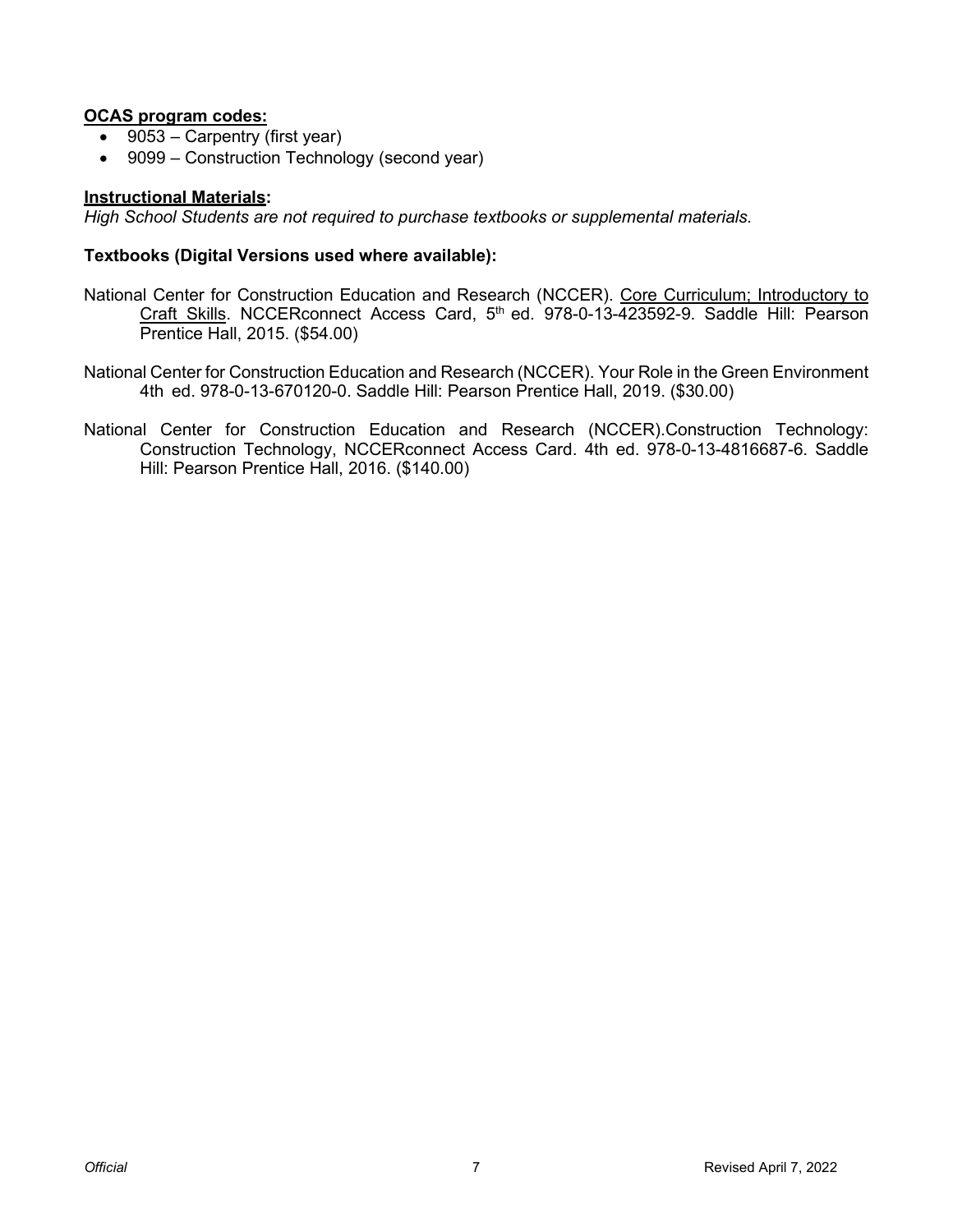**OCAS program codes:**

- 9053 – Carpentry (first year)
- 9099 – Construction Technology (second year)

**Instructional Materials:**

*High School Students are not required to purchase textbooks or supplemental materials.*

**Textbooks (Digital Versions used where available):**

National Center for Construction Education and Research (NCCER). Core Curriculum; Introductory to Craft Skills. NCCERconnect Access Card, 5th ed. 978-0-13-423592-9. Saddle Hill: Pearson Prentice Hall, 2015. ($54.00)

National Center for Construction Education and Research (NCCER). Your Role in the Green Environment 4th ed. 978-0-13-670120-0. Saddle Hill: Pearson Prentice Hall, 2019. ($30.00)

National Center for Construction Education and Research (NCCER).Construction Technology: Construction Technology, NCCERconnect Access Card. 4th ed. 978-0-13-4816687-6. Saddle Hill: Pearson Prentice Hall, 2016. ($140.00)